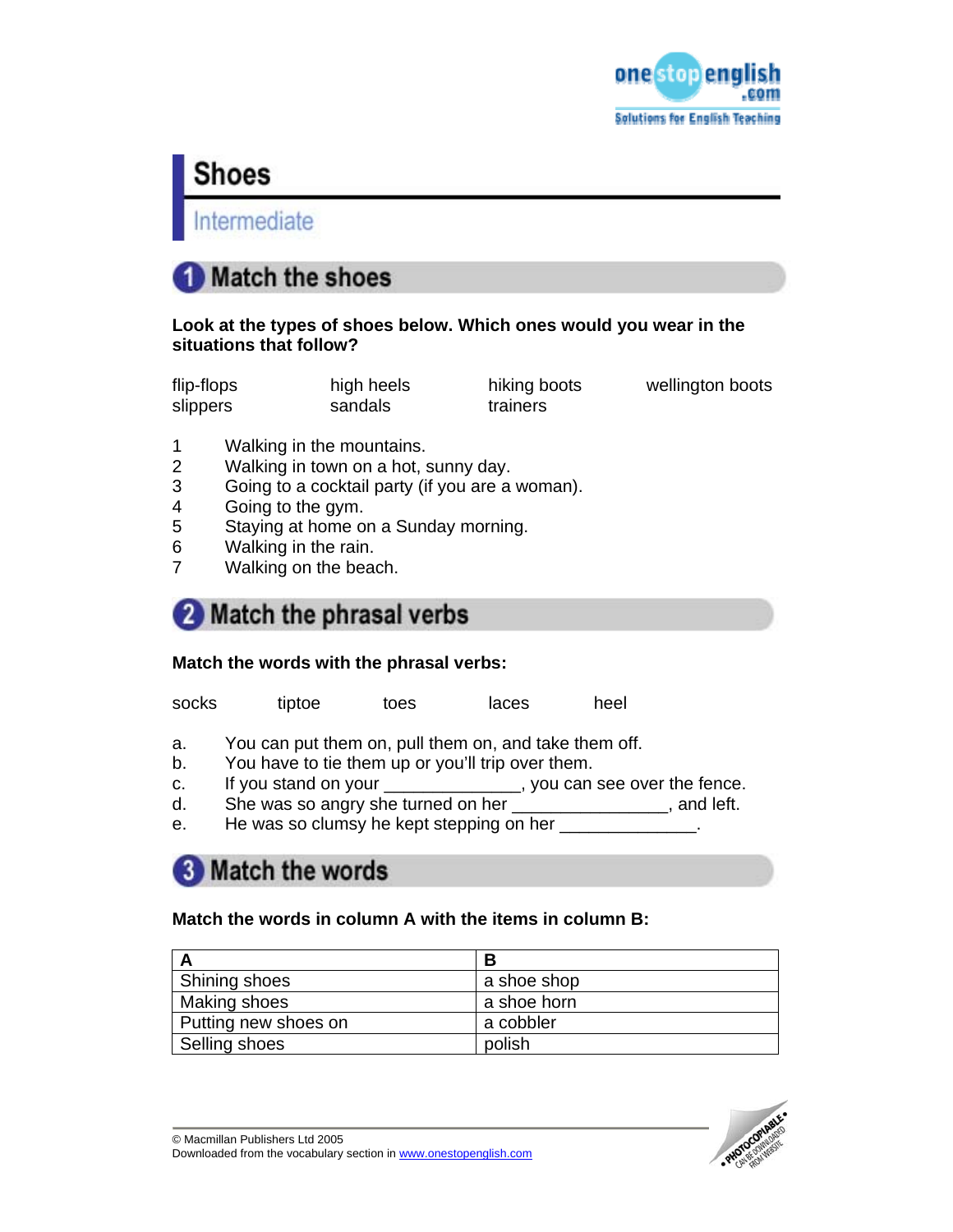# Shoes

## Intermediate

## 1 Match the shoes

**Look at the types of shoes below. Which ones would you wear in the situations that follow?**

flip-flops, high heels, hiking boots, wellington boots, slippers, sandals, trainers

1. Walking in the mountains.
2. Walking in town on a hot, sunny day.
3. Going to a cocktail party (if you are a woman).
4. Going to the gym.
5. Staying at home on a Sunday morning.
6. Walking in the rain.
7. Walking on the beach.

## 2 Match the phrasal verbs

**Match the words with the phrasal verbs:**

socks, tiptoe, toes, laces, heel

a. You can put them on, pull them on, and take them off.
b. You have to tie them up or you'll trip over them.
c. If you stand on your ______________, you can see over the fence.
d. She was so angry she turned on her ________________, and left.
e. He was so clumsy he kept stepping on her ______________.

## 3 Match the words

**Match the words in column A with the items in column B:**

| A | B |
|---|---|
| Shining shoes | a shoe shop |
| Making shoes | a shoe horn |
| Putting new shoes on | a cobbler |
| Selling shoes | polish |

© Macmillan Publishers Ltd 2005
Downloaded from the vocabulary section in www.onestopenglish.com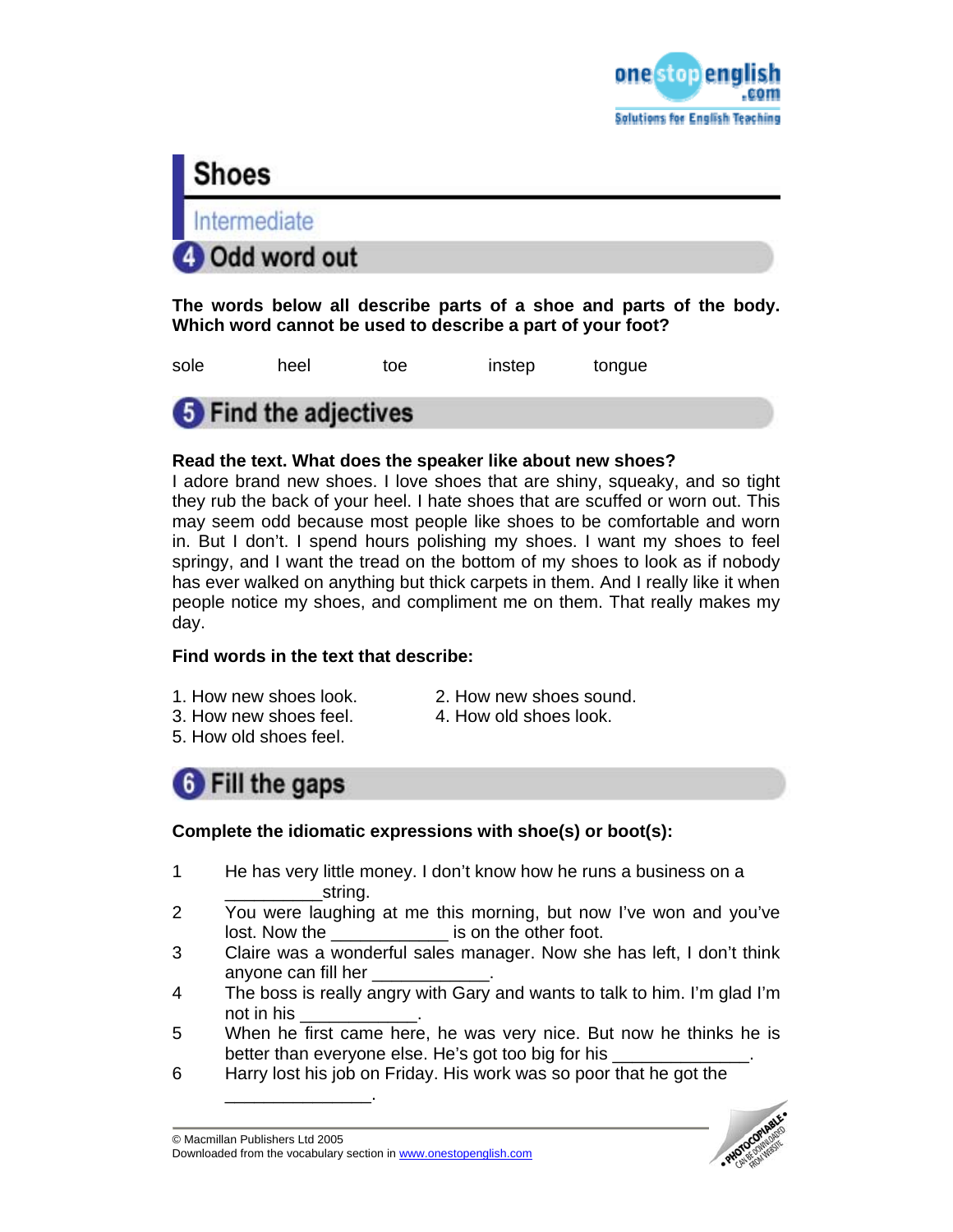# Shoes

Intermediate

## 4 Odd word out

**The words below all describe parts of a shoe and parts of the body. Which word cannot be used to describe a part of your foot?**

sole heel toe instep tongue

## 5 Find the adjectives

**Read the text. What does the speaker like about new shoes?**

I adore brand new shoes. I love shoes that are shiny, squeaky, and so tight they rub the back of your heel. I hate shoes that are scuffed or worn out. This may seem odd because most people like shoes to be comfortable and worn in. But I don't. I spend hours polishing my shoes. I want my shoes to feel springy, and I want the tread on the bottom of my shoes to look as if nobody has ever walked on anything but thick carpets in them. And I really like it when people notice my shoes, and compliment me on them. That really makes my day.

**Find words in the text that describe:**

1. How new shoes look.
2. How new shoes sound.
3. How new shoes feel.
4. How old shoes look.
5. How old shoes feel.

## 6 Fill the gaps

**Complete the idiomatic expressions with shoe(s) or boot(s):**

1. He has very little money. I don't know how he runs a business on a __________string.
2. You were laughing at me this morning, but now I've won and you've lost. Now the ____________ is on the other foot.
3. Claire was a wonderful sales manager. Now she has left, I don't think anyone can fill her ____________.
4. The boss is really angry with Gary and wants to talk to him. I'm glad I'm not in his ____________.
5. When he first came here, he was very nice. But now he thinks he is better than everyone else. He's got too big for his ______________.
6. Harry lost his job on Friday. His work was so poor that he got the _______________.

© Macmillan Publishers Ltd 2005
Downloaded from the vocabulary section in www.onestopenglish.com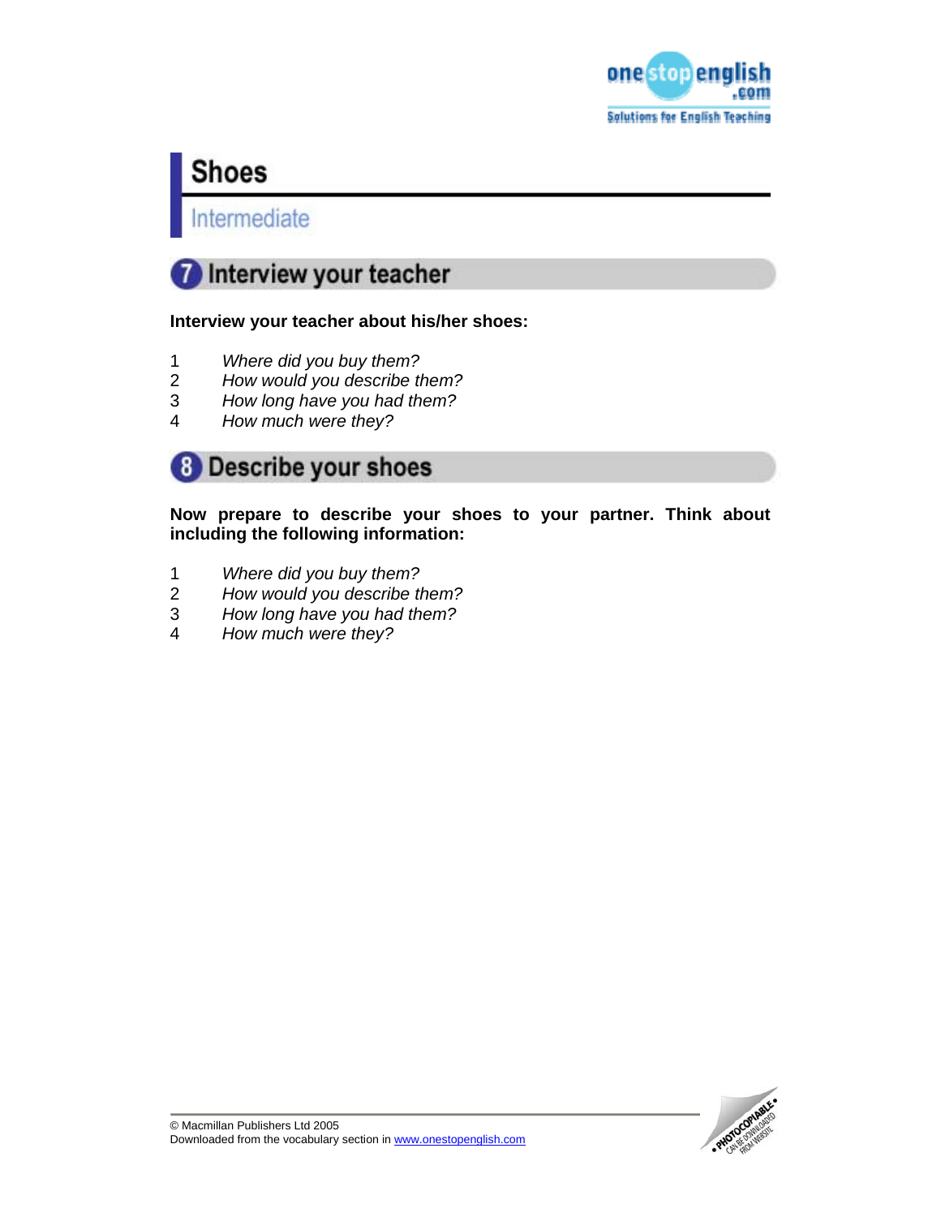# Shoes

Intermediate

## 7 Interview your teacher

**Interview your teacher about his/her shoes:**

1. *Where did you buy them?*
2. *How would you describe them?*
3. *How long have you had them?*
4. *How much were they?*

## 8 Describe your shoes

**Now prepare to describe your shoes to your partner. Think about including the following information:**

1. *Where did you buy them?*
2. *How would you describe them?*
3. *How long have you had them?*
4. *How much were they?*

© Macmillan Publishers Ltd 2005
Downloaded from the vocabulary section in www.onestopenglish.com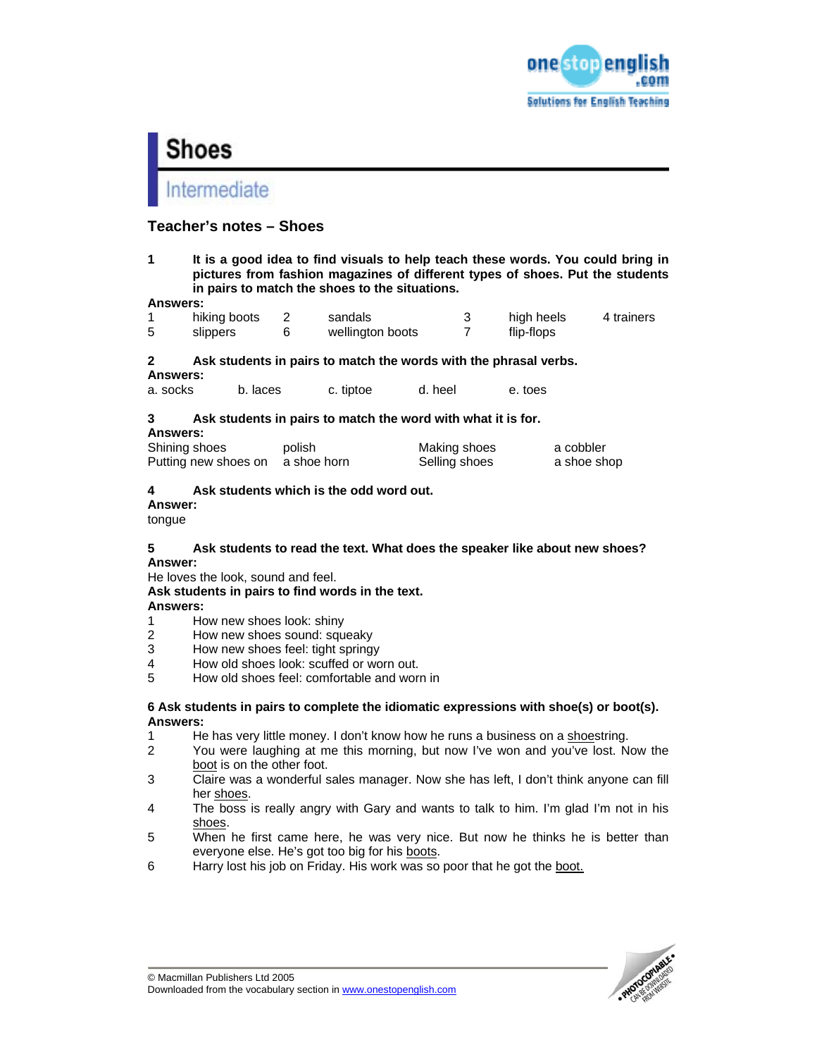# Shoes

## Intermediate

### Teacher's notes – Shoes

**1 It is a good idea to find visuals to help teach these words. You could bring in pictures from fashion magazines of different types of shoes. Put the students in pairs to match the shoes to the situations.**

**Answers:**

| | | | | | | |
|---|---|---|---|---|---|---|
| 1 | hiking boots | 2 | sandals | 3 | high heels | 4 trainers |
| 5 | slippers | 6 | wellington boots | 7 | flip-flops | |

**2 Ask students in pairs to match the words with the phrasal verbs.**

**Answers:**

a. socks b. laces c. tiptoe d. heel e. toes

**3 Ask students in pairs to match the word with what it is for.**

**Answers:**

| | | | |
|---|---|---|---|
| Shining shoes | polish | Making shoes | a cobbler |
| Putting new shoes on | a shoe horn | Selling shoes | a shoe shop |

**4 Ask students which is the odd word out.**

**Answer:**

tongue

**5 Ask students to read the text. What does the speaker like about new shoes?**

**Answer:**

He loves the look, sound and feel.

**Ask students in pairs to find words in the text.**

**Answers:**

1. How new shoes look: shiny
2. How new shoes sound: squeaky
3. How new shoes feel: tight springy
4. How old shoes look: scuffed or worn out.
5. How old shoes feel: comfortable and worn in

**6 Ask students in pairs to complete the idiomatic expressions with shoe(s) or boot(s).**

**Answers:**

1. He has very little money. I don't know how he runs a business on a shoestring.
2. You were laughing at me this morning, but now I've won and you've lost. Now the boot is on the other foot.
3. Claire was a wonderful sales manager. Now she has left, I don't think anyone can fill her shoes.
4. The boss is really angry with Gary and wants to talk to him. I'm glad I'm not in his shoes.
5. When he first came here, he was very nice. But now he thinks he is better than everyone else. He's got too big for his boots.
6. Harry lost his job on Friday. His work was so poor that he got the boot.

© Macmillan Publishers Ltd 2005
Downloaded from the vocabulary section in www.onestopenglish.com